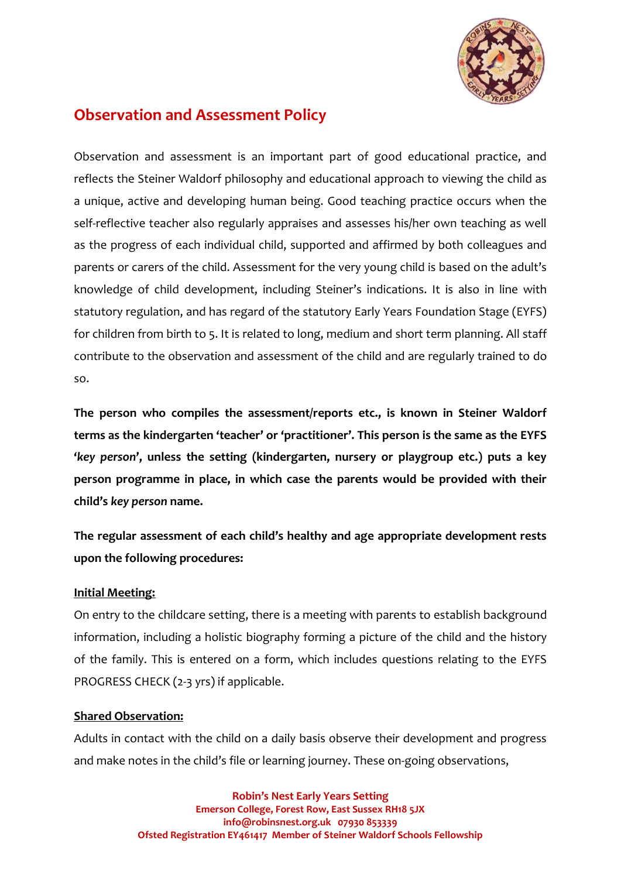# Observation and Assessment Policy

Observation and assessment is an important part of good educational practice, and reflects the Steiner Waldorf philosophy and educational approach to viewing the child as a unique, active and developing human being. Good teaching practice occurs when the self-reflective teacher also regularly appraises and assesses his/her own teaching as well as the progress of each individual child, supported and affirmed by both colleagues and parents or carers of the child. Assessment for the very young child is based on the adult's knowledge of child development, including Steiner's indications. It is also in line with statutory regulation, and has regard of the statutory Early Years Foundation Stage (EYFS) for children from birth to 5. It is related to long, medium and short term planning. All staff contribute to the observation and assessment of the child and are regularly trained to do so.

**The person who compiles the assessment/reports etc., is known in Steiner Waldorf terms as the kindergarten 'teacher' or 'practitioner'. This person is the same as the EYFS '*key person*', unless the setting (kindergarten, nursery or playgroup etc.) puts a key person programme in place, in which case the parents would be provided with their child's *key person* name.**

**The regular assessment of each child's healthy and age appropriate development rests upon the following procedures:**

**Initial Meeting:**

On entry to the childcare setting, there is a meeting with parents to establish background information, including a holistic biography forming a picture of the child and the history of the family. This is entered on a form, which includes questions relating to the EYFS PROGRESS CHECK (2-3 yrs) if applicable.

**Shared Observation:**

Adults in contact with the child on a daily basis observe their development and progress and make notes in the child's file or learning journey. These on-going observations,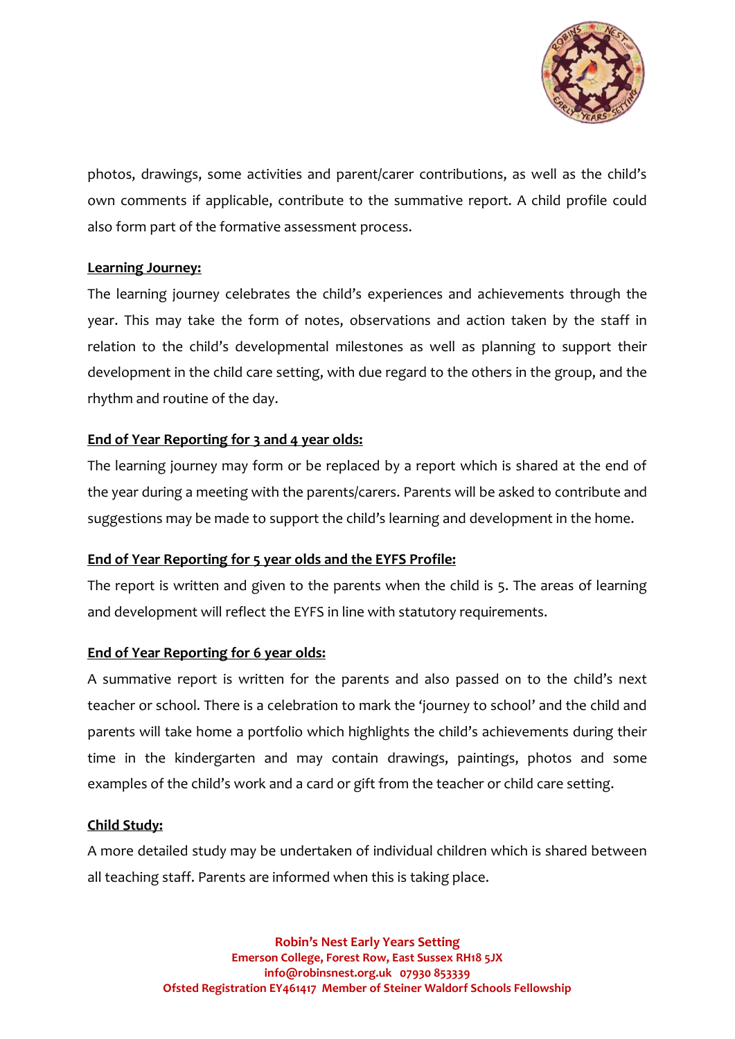photos, drawings, some activities and parent/carer contributions, as well as the child's own comments if applicable, contribute to the summative report. A child profile could also form part of the formative assessment process.

**Learning Journey:**

The learning journey celebrates the child's experiences and achievements through the year. This may take the form of notes, observations and action taken by the staff in relation to the child's developmental milestones as well as planning to support their development in the child care setting, with due regard to the others in the group, and the rhythm and routine of the day.

**End of Year Reporting for 3 and 4 year olds:**

The learning journey may form or be replaced by a report which is shared at the end of the year during a meeting with the parents/carers. Parents will be asked to contribute and suggestions may be made to support the child's learning and development in the home.

**End of Year Reporting for 5 year olds and the EYFS Profile:**

The report is written and given to the parents when the child is 5. The areas of learning and development will reflect the EYFS in line with statutory requirements.

**End of Year Reporting for 6 year olds:**

A summative report is written for the parents and also passed on to the child's next teacher or school. There is a celebration to mark the 'journey to school' and the child and parents will take home a portfolio which highlights the child's achievements during their time in the kindergarten and may contain drawings, paintings, photos and some examples of the child's work and a card or gift from the teacher or child care setting.

**Child Study:**

A more detailed study may be undertaken of individual children which is shared between all teaching staff. Parents are informed when this is taking place.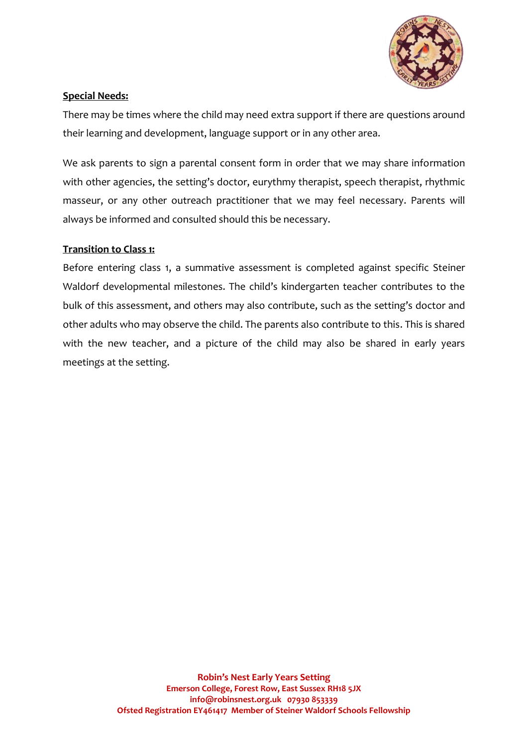**Special Needs:**

There may be times where the child may need extra support if there are questions around their learning and development, language support or in any other area.

We ask parents to sign a parental consent form in order that we may share information with other agencies, the setting's doctor, eurythmy therapist, speech therapist, rhythmic masseur, or any other outreach practitioner that we may feel necessary. Parents will always be informed and consulted should this be necessary.

**Transition to Class 1:**

Before entering class 1, a summative assessment is completed against specific Steiner Waldorf developmental milestones. The child's kindergarten teacher contributes to the bulk of this assessment, and others may also contribute, such as the setting's doctor and other adults who may observe the child. The parents also contribute to this. This is shared with the new teacher, and a picture of the child may also be shared in early years meetings at the setting.